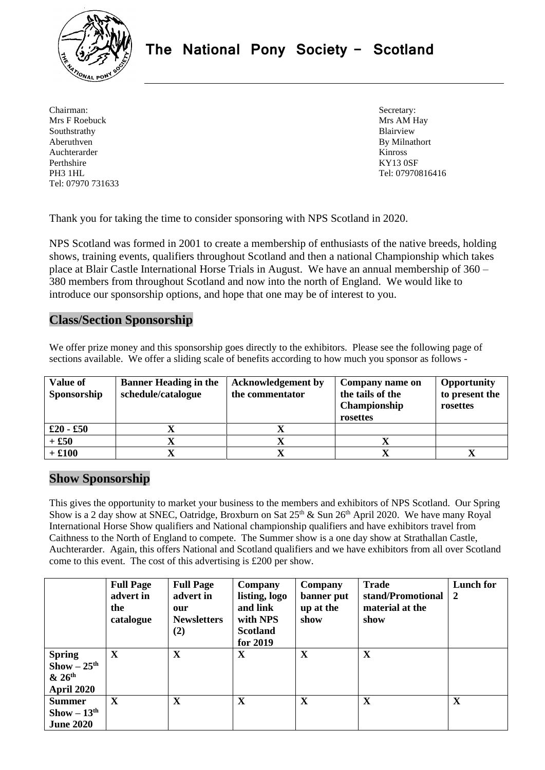# The National Pony Society – Scotland

Chairman:
Mrs F Roebuck
Southstrathy
Aberuthven
Auchterarder
Perthshire
PH3 1HL
Tel: 07970 731633

Secretary:
Mrs AM Hay
Blairview
By Milnathort
Kinross
KY13 0SF
Tel: 07970816416

Thank you for taking the time to consider sponsoring with NPS Scotland in 2020.

NPS Scotland was formed in 2001 to create a membership of enthusiasts of the native breeds, holding shows, training events, qualifiers throughout Scotland and then a national Championship which takes place at Blair Castle International Horse Trials in August. We have an annual membership of 360 – 380 members from throughout Scotland and now into the north of England. We would like to introduce our sponsorship options, and hope that one may be of interest to you.

## Class/Section Sponsorship

We offer prize money and this sponsorship goes directly to the exhibitors. Please see the following page of sections available. We offer a sliding scale of benefits according to how much you sponsor as follows -

| Value of Sponsorship | Banner Heading in the schedule/catalogue | Acknowledgement by the commentator | Company name on the tails of the Championship rosettes | Opportunity to present the rosettes |
|---|---|---|---|---|
| £20 - £50 | X | X | | |
| + £50 | X | X | X | |
| + £100 | X | X | X | X |

## Show Sponsorship

This gives the opportunity to market your business to the members and exhibitors of NPS Scotland. Our Spring Show is a 2 day show at SNEC, Oatridge, Broxburn on Sat 25th & Sun 26th April 2020. We have many Royal International Horse Show qualifiers and National championship qualifiers and have exhibitors travel from Caithness to the North of England to compete. The Summer show is a one day show at Strathallan Castle, Auchterarder. Again, this offers National and Scotland qualifiers and we have exhibitors from all over Scotland come to this event. The cost of this advertising is £200 per show.

| | Full Page advert in the catalogue | Full Page advert in our Newsletters (2) | Company listing, logo and link with NPS Scotland for 2019 | Company banner put up at the show | Trade stand/Promotional material at the show | Lunch for 2 |
|---|---|---|---|---|---|---|
| Spring Show – 25th & 26th April 2020 | X | X | X | X | X | |
| Summer Show – 13th June 2020 | X | X | X | X | X | X |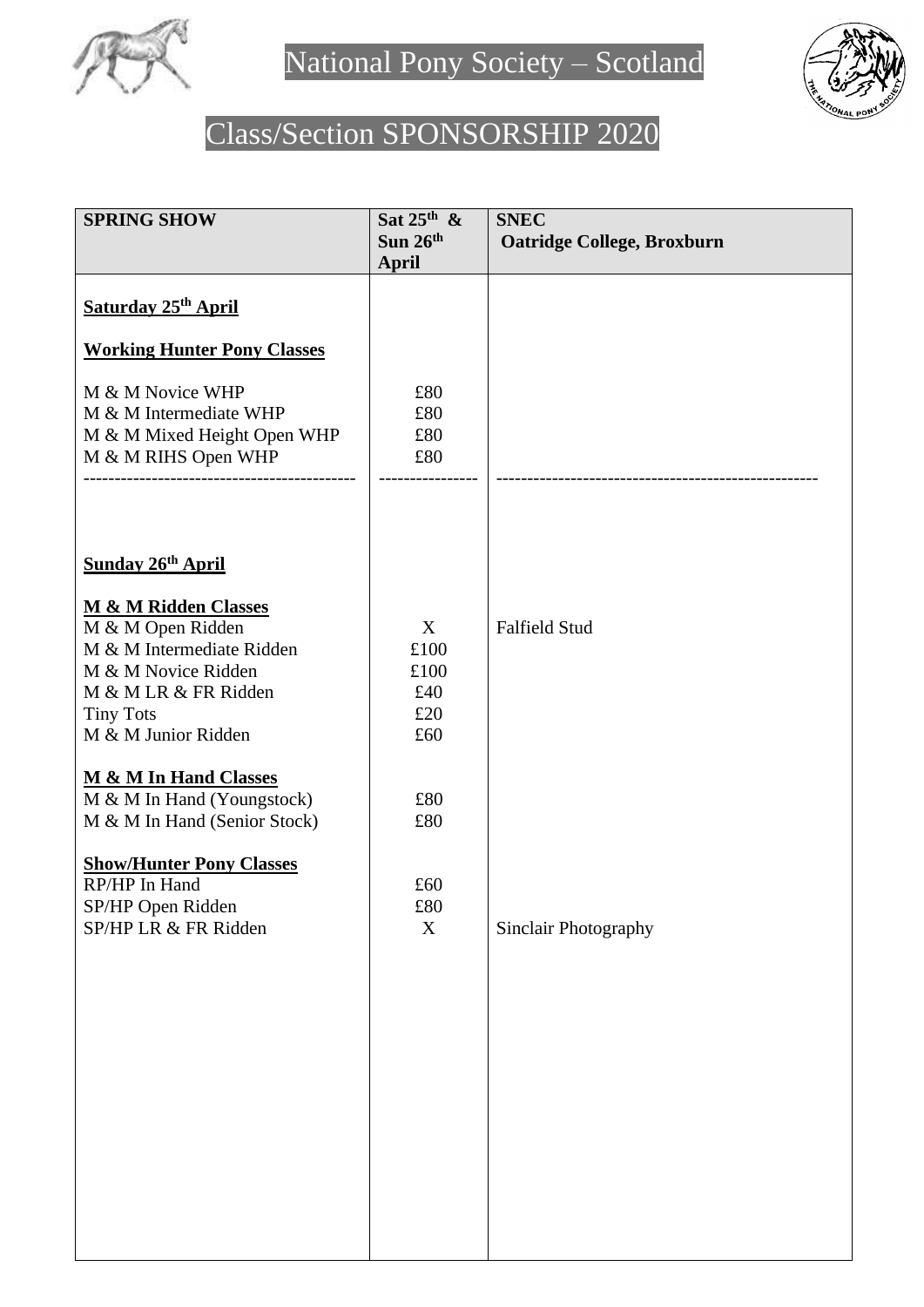# National Pony Society – Scotland

## Class/Section SPONSORSHIP 2020

| SPRING SHOW | Sat 25th & Sun 26th April | SNEC Oatridge College, Broxburn |
|---|---|---|
| **Saturday 25th April** | | |
| **Working Hunter Pony Classes** | | |
| M & M Novice WHP | £80 | |
| M & M Intermediate WHP | £80 | |
| M & M Mixed Height Open WHP | £80 | |
| M & M RIHS Open WHP | £80 | |
| **Sunday 26th April** | | |
| **M & M Ridden Classes** | | |
| M & M Open Ridden | X | Falfield Stud |
| M & M Intermediate Ridden | £100 | |
| M & M Novice Ridden | £100 | |
| M & M LR & FR Ridden | £40 | |
| Tiny Tots | £20 | |
| M & M Junior Ridden | £60 | |
| **M & M In Hand Classes** | | |
| M & M In Hand (Youngstock) | £80 | |
| M & M In Hand (Senior Stock) | £80 | |
| **Show/Hunter Pony Classes** | | |
| RP/HP In Hand | £60 | |
| SP/HP Open Ridden | £80 | |
| SP/HP LR & FR Ridden | X | Sinclair Photography |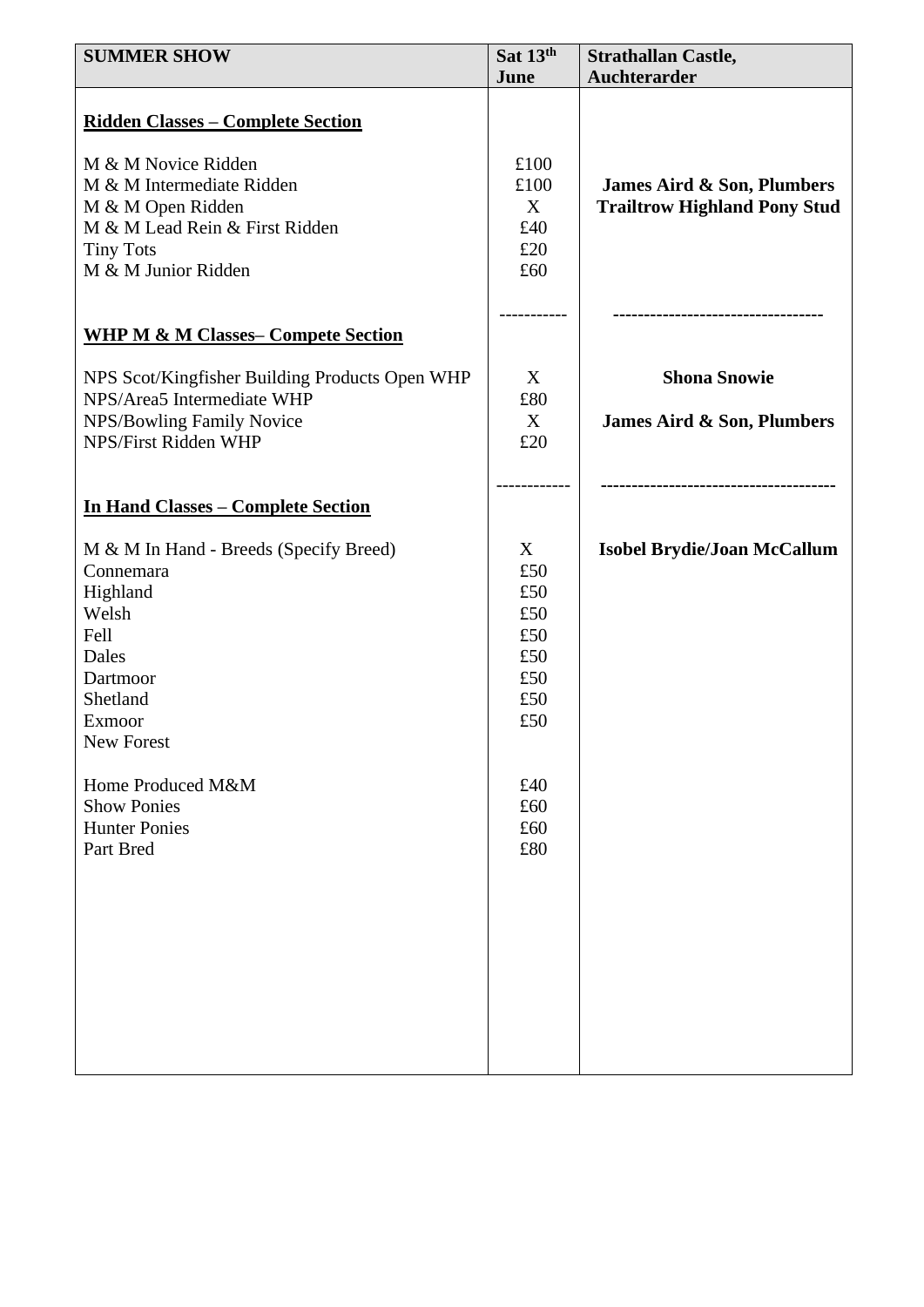| SUMMER SHOW | Sat 13th June | Strathallan Castle, Auchterarder |
|---|---|---|
| **Ridden Classes – Complete Section** | | |
| M & M Novice Ridden | £100 | |
| M & M Intermediate Ridden | £100 | **James Aird & Son, Plumbers** |
| M & M Open Ridden | X | **Trailtrow Highland Pony Stud** |
| M & M Lead Rein & First Ridden | £40 | |
| Tiny Tots | £20 | |
| M & M Junior Ridden | £60 | |
| | ----------- | --------------------------------- |
| **WHP M & M Classes– Compete Section** | | |
| NPS Scot/Kingfisher Building Products Open WHP | X | **Shona Snowie** |
| NPS/Area5 Intermediate WHP | £80 | |
| NPS/Bowling Family Novice | X | **James Aird & Son, Plumbers** |
| NPS/First Ridden WHP | £20 | |
| | ------------ | ------------------------------------- |
| **In Hand Classes – Complete Section** | | |
| M & M In Hand - Breeds (Specify Breed) | X | **Isobel Brydie/Joan McCallum** |
| Connemara | £50 | |
| Highland | £50 | |
| Welsh | £50 | |
| Fell | £50 | |
| Dales | £50 | |
| Dartmoor | £50 | |
| Shetland | £50 | |
| Exmoor | £50 | |
| New Forest | | |
| Home Produced M&M | £40 | |
| Show Ponies | £60 | |
| Hunter Ponies | £60 | |
| Part Bred | £80 | |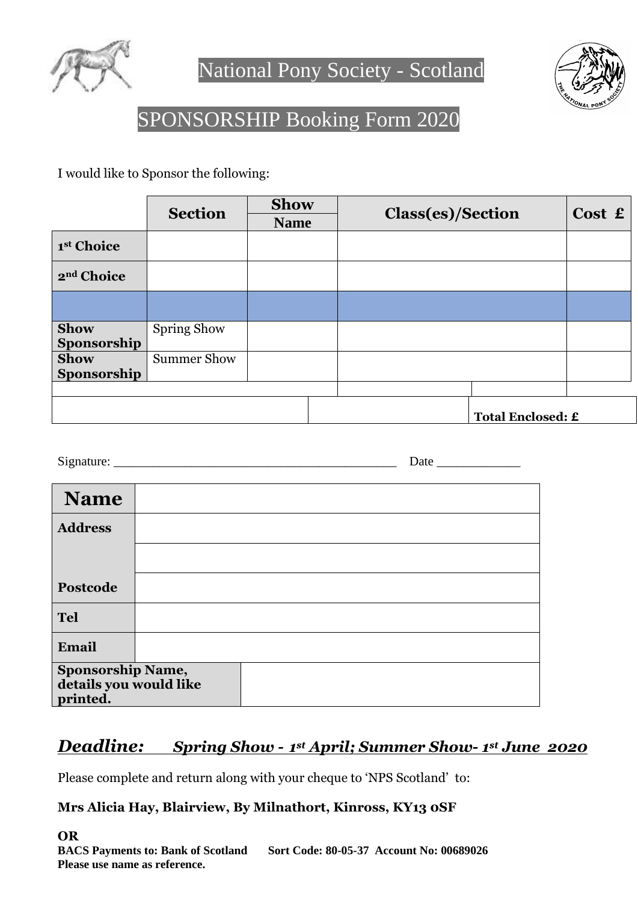# National Pony Society - Scotland

# SPONSORSHIP Booking Form 2020

I would like to Sponsor the following:

| | **Section** | **Show Name** | **Class(es)/Section** | **Cost £** |
|---|---|---|---|---|
| **1st Choice** | | | | |
| **2nd Choice** | | | | |
| | | | | |
| **Show Sponsorship** | Spring Show | | | |
| **Show Sponsorship** | Summer Show | | | |
| | | | | **Total Enclosed: £** |

Signature: ___________________________________________ Date _____________

| | |
|---|---|
| **Name** | |
| **Address** | |
| | |
| **Postcode** | |
| **Tel** | |
| **Email** | |
| **Sponsorship Name, details you would like printed.** | |

***Deadline:*** ***Spring Show - 1st April; Summer Show- 1st June 2020***

Please complete and return along with your cheque to 'NPS Scotland' to:

**Mrs Alicia Hay, Blairview, By Milnathort, Kinross, KY13 0SF**

**OR**
**BACS Payments to: Bank of Scotland Sort Code: 80-05-37 Account No: 00689026**
**Please use name as reference.**